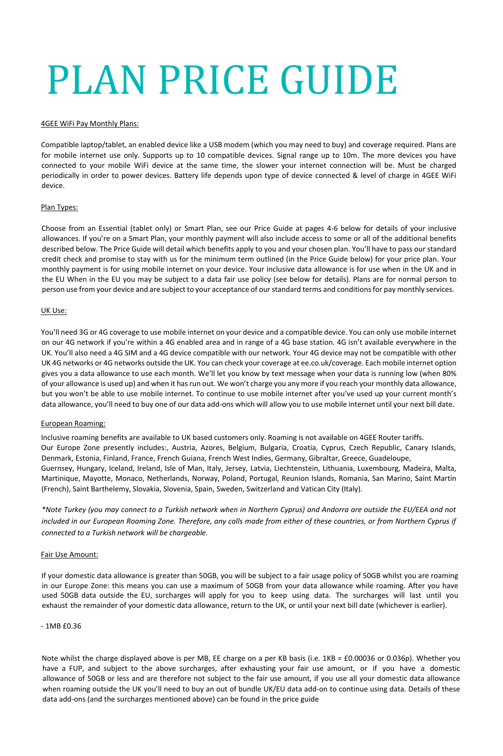# PLAN PRICE GUIDE

## 4GEE WiFi Pay Monthly Plans:

Compatible laptop/tablet, an enabled device like a USB modem (which you may need to buy) and coverage required. Plans are for mobile internet use only. Supports up to 10 compatible devices. Signal range up to 10m. The more devices you have connected to your mobile WiFi device at the same time, the slower your internet connection will be. Must be charged periodically in order to power devices. Battery life depends upon type of device connected & level of charge in 4GEE WiFi device.

## Plan Types:

Choose from an Essential (tablet only) or Smart Plan, see our Price Guide at pages 4-6 below for details of your inclusive allowances. If you're on a Smart Plan, your monthly payment will also include access to some or all of the additional benefits described below. The Price Guide will detail which benefits apply to you and your chosen plan. You'll have to pass our standard credit check and promise to stay with us for the minimum term outlined (in the Price Guide below) for your price plan. Your monthly payment is for using mobile internet on your device. Your inclusive data allowance is for use when in the UK and in the EU When in the EU you may be subject to a data fair use policy (see below for details). Plans are for normal person to person use from your device and are subject to your acceptance of our standard terms and conditions for pay monthly services.

## UK Use:

You'll need 3G or 4G coverage to use mobile internet on your device and a compatible device. You can only use mobile internet on our 4G network if you're within a 4G enabled area and in range of a 4G base station. 4G isn't available everywhere in the UK. You'll also need a 4G SIM and a 4G device compatible with our network. Your 4G device may not be compatible with other UK 4G networks or 4G networks outside the UK. You can check your coverage at ee.co.uk/coverage. Each mobile internet option gives you a data allowance to use each month. We'll let you know by text message when your data is running low (when 80% of your allowance is used up) and when it has run out. We won't charge you any more if you reach your monthly data allowance, but you won't be able to use mobile internet. To continue to use mobile internet after you've used up your current month's data allowance, you'll need to buy one of our data add-ons which will allow you to use mobile internet until your next bill date.

## European Roaming:

Inclusive roaming benefits are available to UK based customers only. Roaming is not available on 4GEE Router tariffs.
Our Europe Zone presently includes:, Austria, Azores, Belgium, Bulgaria, Croatia, Cyprus, Czech Republic, Canary Islands, Denmark, Estonia, Finland, France, French Guiana, French West Indies, Germany, Gibraltar, Greece, Guadeloupe, Guernsey, Hungary, Iceland, Ireland, Isle of Man, Italy, Jersey, Latvia, Liechtenstein, Lithuania, Luxembourg, Madeira, Malta, Martinique, Mayotte, Monaco, Netherlands, Norway, Poland, Portugal, Reunion Islands, Romania, San Marino, Saint Martin (French), Saint Barthelemy, Slovakia, Slovenia, Spain, Sweden, Switzerland and Vatican City (Italy).

*\*Note Turkey (you may connect to a Turkish network when in Northern Cyprus) and Andorra are outside the EU/EEA and not included in our European Roaming Zone. Therefore, any calls made from either of these countries, or from Northern Cyprus if connected to a Turkish network will be chargeable.*

## Fair Use Amount:

If your domestic data allowance is greater than 50GB, you will be subject to a fair usage policy of 50GB whilst you are roaming in our Europe Zone: this means you can use a maximum of 50GB from your data allowance while roaming. After you have used 50GB data outside the EU, surcharges will apply for you to keep using data. The surcharges will last until you exhaust the remainder of your domestic data allowance, return to the UK, or until your next bill date (whichever is earlier).

- 1MB £0.36

Note whilst the charge displayed above is per MB, EE charge on a per KB basis (i.e. 1KB = £0.00036 or 0.036p). Whether you have a FUP, and subject to the above surcharges, after exhausting your fair use amount, or if you have a domestic allowance of 50GB or less and are therefore not subject to the fair use amount, if you use all your domestic data allowance when roaming outside the UK you'll need to buy an out of bundle UK/EU data add-on to continue using data. Details of these data add-ons (and the surcharges mentioned above) can be found in the price guide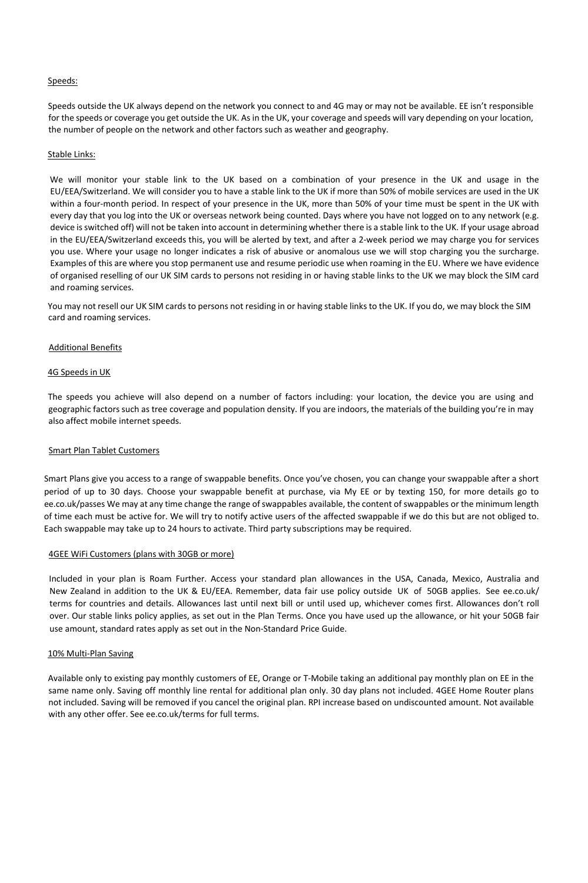Speeds:

Speeds outside the UK always depend on the network you connect to and 4G may or may not be available. EE isn't responsible for the speeds or coverage you get outside the UK. As in the UK, your coverage and speeds will vary depending on your location, the number of people on the network and other factors such as weather and geography.

Stable Links:

We will monitor your stable link to the UK based on a combination of your presence in the UK and usage in the EU/EEA/Switzerland. We will consider you to have a stable link to the UK if more than 50% of mobile services are used in the UK within a four-month period. In respect of your presence in the UK, more than 50% of your time must be spent in the UK with every day that you log into the UK or overseas network being counted. Days where you have not logged on to any network (e.g. device is switched off) will not be taken into account in determining whether there is a stable link to the UK. If your usage abroad in the EU/EEA/Switzerland exceeds this, you will be alerted by text, and after a 2-week period we may charge you for services you use. Where your usage no longer indicates a risk of abusive or anomalous use we will stop charging you the surcharge. Examples of this are where you stop permanent use and resume periodic use when roaming in the EU. Where we have evidence of organised reselling of our UK SIM cards to persons not residing in or having stable links to the UK we may block the SIM card and roaming services.

You may not resell our UK SIM cards to persons not residing in or having stable links to the UK. If you do, we may block the SIM card and roaming services.

Additional Benefits

4G Speeds in UK

The speeds you achieve will also depend on a number of factors including: your location, the device you are using and geographic factors such as tree coverage and population density. If you are indoors, the materials of the building you're in may also affect mobile internet speeds.

Smart Plan Tablet Customers

Smart Plans give you access to a range of swappable benefits. Once you've chosen, you can change your swappable after a short period of up to 30 days. Choose your swappable benefit at purchase, via My EE or by texting 150, for more details go to ee.co.uk/passes We may at any time change the range of swappables available, the content of swappables or the minimum length of time each must be active for. We will try to notify active users of the affected swappable if we do this but are not obliged to. Each swappable may take up to 24 hours to activate. Third party subscriptions may be required.

4GEE WiFi Customers (plans with 30GB or more)

Included in your plan is Roam Further. Access your standard plan allowances in the USA, Canada, Mexico, Australia and New Zealand in addition to the UK & EU/EEA. Remember, data fair use policy outside UK of 50GB applies. See ee.co.uk/ terms for countries and details. Allowances last until next bill or until used up, whichever comes first. Allowances don't roll over. Our stable links policy applies, as set out in the Plan Terms. Once you have used up the allowance, or hit your 50GB fair use amount, standard rates apply as set out in the Non-Standard Price Guide.

10% Multi-Plan Saving

Available only to existing pay monthly customers of EE, Orange or T-Mobile taking an additional pay monthly plan on EE in the same name only. Saving off monthly line rental for additional plan only. 30 day plans not included. 4GEE Home Router plans not included. Saving will be removed if you cancel the original plan. RPI increase based on undiscounted amount. Not available with any other offer. See ee.co.uk/terms for full terms.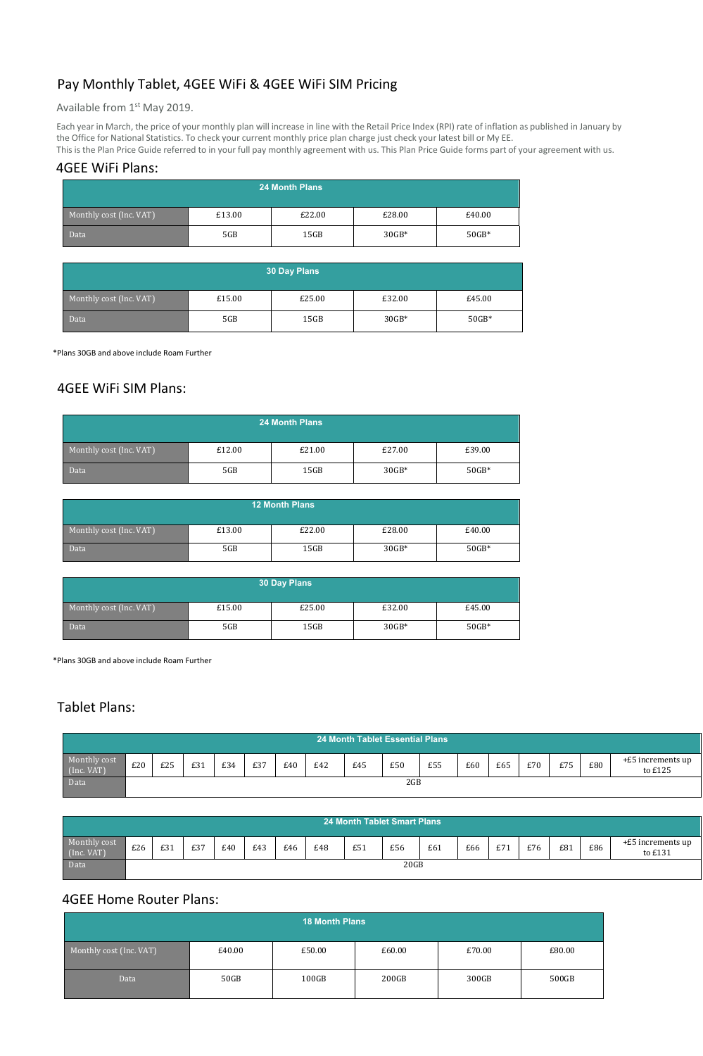# Pay Monthly Tablet, 4GEE WiFi & 4GEE WiFi SIM Pricing

Available from 1st May 2019.

Each year in March, the price of your monthly plan will increase in line with the Retail Price Index (RPI) rate of inflation as published in January by the Office for National Statistics. To check your current monthly price plan charge just check your latest bill or My EE.
This is the Plan Price Guide referred to in your full pay monthly agreement with us. This Plan Price Guide forms part of your agreement with us.

## 4GEE WiFi Plans:

| 24 Month Plans | | | | |
|---|---|---|---|---|
| Monthly cost (Inc. VAT) | £13.00 | £22.00 | £28.00 | £40.00 |
| Data | 5GB | 15GB | 30GB* | 50GB* |

| 30 Day Plans | | | | |
|---|---|---|---|---|
| Monthly cost (Inc. VAT) | £15.00 | £25.00 | £32.00 | £45.00 |
| Data | 5GB | 15GB | 30GB* | 50GB* |

*Plans 30GB and above include Roam Further

## 4GEE WiFi SIM Plans:

| 24 Month Plans | | | | |
|---|---|---|---|---|
| Monthly cost (Inc. VAT) | £12.00 | £21.00 | £27.00 | £39.00 |
| Data | 5GB | 15GB | 30GB* | 50GB* |

| 12 Month Plans | | | | |
|---|---|---|---|---|
| Monthly cost (Inc. VAT) | £13.00 | £22.00 | £28.00 | £40.00 |
| Data | 5GB | 15GB | 30GB* | 50GB* |

| 30 Day Plans | | | | |
|---|---|---|---|---|
| Monthly cost (Inc. VAT) | £15.00 | £25.00 | £32.00 | £45.00 |
| Data | 5GB | 15GB | 30GB* | 50GB* |

*Plans 30GB and above include Roam Further

## Tablet Plans:

| 24 Month Tablet Essential Plans | | | | | | | | | | | | | | | | |
|---|---|---|---|---|---|---|---|---|---|---|---|---|---|---|---|---|
| Monthly cost (Inc. VAT) | £20 | £25 | £31 | £34 | £37 | £40 | £42 | £45 | £50 | £55 | £60 | £65 | £70 | £75 | £80 | +£5 increments up to £125 |
| Data | 2GB | | | | | | | | | | | | | | | |

| 24 Month Tablet Smart Plans | | | | | | | | | | | | | | | | |
|---|---|---|---|---|---|---|---|---|---|---|---|---|---|---|---|---|
| Monthly cost (Inc. VAT) | £26 | £31 | £37 | £40 | £43 | £46 | £48 | £51 | £56 | £61 | £66 | £71 | £76 | £81 | £86 | +£5 increments up to £131 |
| Data | 20GB | | | | | | | | | | | | | | | |

## 4GEE Home Router Plans:

| 18 Month Plans | | | | | |
|---|---|---|---|---|---|
| Monthly cost (Inc. VAT) | £40.00 | £50.00 | £60.00 | £70.00 | £80.00 |
| Data | 50GB | 100GB | 200GB | 300GB | 500GB |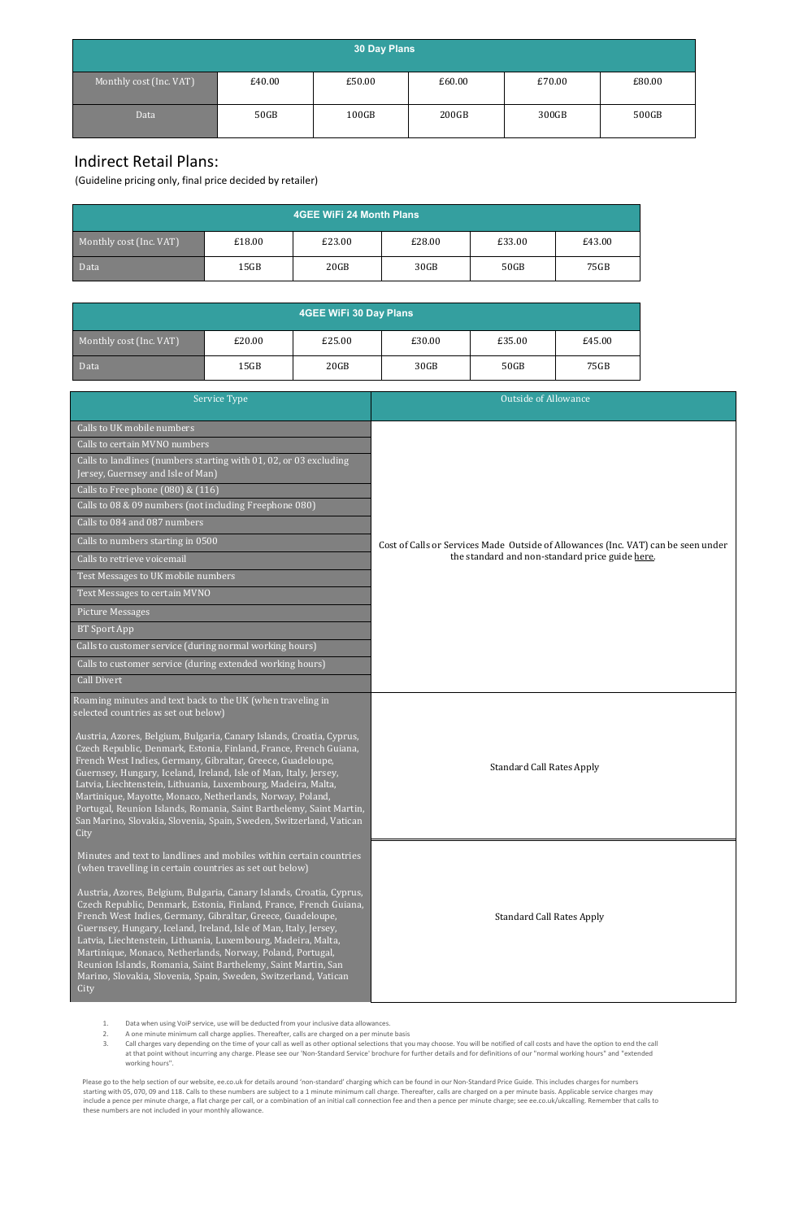| 30 Day Plans | | | | | |
|---|---|---|---|---|---|
| Monthly cost (Inc. VAT) | £40.00 | £50.00 | £60.00 | £70.00 | £80.00 |
| Data | 50GB | 100GB | 200GB | 300GB | 500GB |

## Indirect Retail Plans:

(Guideline pricing only, final price decided by retailer)

| 4GEE WiFi 24 Month Plans | | | | | |
|---|---|---|---|---|---|
| Monthly cost (Inc. VAT) | £18.00 | £23.00 | £28.00 | £33.00 | £43.00 |
| Data | 15GB | 20GB | 30GB | 50GB | 75GB |

| 4GEE WiFi 30 Day Plans | | | | | |
|---|---|---|---|---|---|
| Monthly cost (Inc. VAT) | £20.00 | £25.00 | £30.00 | £35.00 | £45.00 |
| Data | 15GB | 20GB | 30GB | 50GB | 75GB |

| Service Type | Outside of Allowance |
|---|---|
| Calls to UK mobile numbers<br>Calls to certain MVNO numbers<br>Calls to landlines (numbers starting with 01, 02, or 03 excluding Jersey, Guernsey and Isle of Man)<br>Calls to Free phone (080) & (116)<br>Calls to 08 & 09 numbers (not including Freephone 080)<br>Calls to 084 and 087 numbers<br>Calls to numbers starting in 0500<br>Calls to retrieve voicemail<br>Test Messages to UK mobile numbers<br>Text Messages to certain MVNO<br>Picture Messages<br>BT Sport App<br>Calls to customer service (during normal working hours)<br>Calls to customer service (during extended working hours)<br>Call Divert | Cost of Calls or Services Made Outside of Allowances (Inc. VAT) can be seen under the standard and non-standard price guide here. |
| Roaming minutes and text back to the UK (when traveling in selected countries as set out below)<br><br>Austria, Azores, Belgium, Bulgaria, Canary Islands, Croatia, Cyprus, Czech Republic, Denmark, Estonia, Finland, France, French Guiana, French West Indies, Germany, Gibraltar, Greece, Guadeloupe, Guernsey, Hungary, Iceland, Ireland, Isle of Man, Italy, Jersey, Latvia, Liechtenstein, Lithuania, Luxembourg, Madeira, Malta, Martinique, Mayotte, Monaco, Netherlands, Norway, Poland, Portugal, Reunion Islands, Romania, Saint Barthelemy, Saint Martin, San Marino, Slovakia, Slovenia, Spain, Sweden, Switzerland, Vatican City | Standard Call Rates Apply |
| Minutes and text to landlines and mobiles within certain countries (when travelling in certain countries as set out below)<br><br>Austria, Azores, Belgium, Bulgaria, Canary Islands, Croatia, Cyprus, Czech Republic, Denmark, Estonia, Finland, France, French Guiana, French West Indies, Germany, Gibraltar, Greece, Guadeloupe, Guernsey, Hungary, Iceland, Ireland, Isle of Man, Italy, Jersey, Latvia, Liechtenstein, Lithuania, Luxembourg, Madeira, Malta, Martinique, Monaco, Netherlands, Norway, Poland, Portugal, Reunion Islands, Romania, Saint Barthelemy, Saint Martin, San Marino, Slovakia, Slovenia, Spain, Sweden, Switzerland, Vatican City | Standard Call Rates Apply |

1. Data when using VoiP service, use will be deducted from your inclusive data allowances.
2. A one minute minimum call charge applies. Thereafter, calls are charged on a per minute basis
3. Call charges vary depending on the time of your call as well as other optional selections that you may choose. You will be notified of call costs and have the option to end the call at that point without incurring any charge. Please see our 'Non-Standard Service' brochure for further details and for definitions of our "normal working hours" and "extended working hours".

Please go to the help section of our website, ee.co.uk for details around 'non-standard' charging which can be found in our Non-Standard Price Guide. This includes charges for numbers starting with 05, 070, 09 and 118. Calls to these numbers are subject to a 1 minute minimum call charge. Thereafter, calls are charged on a per minute basis. Applicable service charges may include a pence per minute charge, a flat charge per call, or a combination of an initial call connection fee and then a pence per minute charge; see ee.co.uk/ukcalling. Remember that calls to these numbers are not included in your monthly allowance.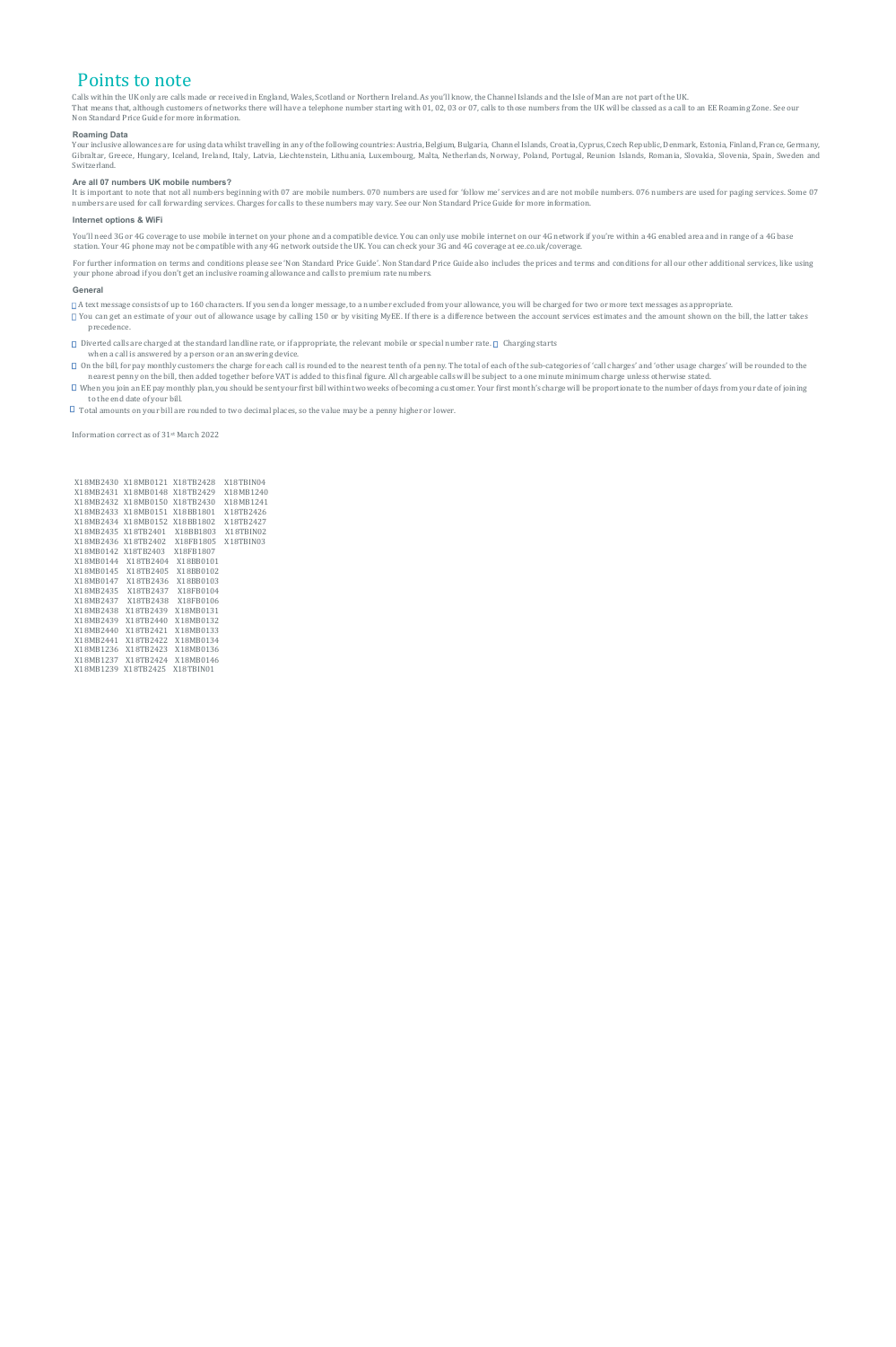# Points to note

Calls within the UK only are calls made or received in England, Wales, Scotland or Northern Ireland. As you'll know, the Channel Islands and the Isle of Man are not part of the UK.
That means that, although customers of networks there will have a telephone number starting with 01, 02, 03 or 07, calls to those numbers from the UK will be classed as a call to an EE Roaming Zone. See our Non Standard Price Guide for more information.

### Roaming Data

Your inclusive allowances are for using data whilst travelling in any of the following countries: Austria, Belgium, Bulgaria, Channel Islands, Croatia, Cyprus, Czech Republic, Denmark, Estonia, Finland, France, Germany, Gibraltar, Greece, Hungary, Iceland, Ireland, Italy, Latvia, Liechtenstein, Lithuania, Luxembourg, Malta, Netherlands, Norway, Poland, Portugal, Reunion Islands, Romania, Slovakia, Slovenia, Spain, Sweden and Switzerland.

### Are all 07 numbers UK mobile numbers?

It is important to note that not all numbers beginning with 07 are mobile numbers. 070 numbers are used for 'follow me' services and are not mobile numbers. 076 numbers are used for paging services. Some 07 numbers are used for call forwarding services. Charges for calls to these numbers may vary. See our Non Standard Price Guide for more information.

### Internet options & WiFi

You'll need 3G or 4G coverage to use mobile internet on your phone and a compatible device. You can only use mobile internet on our 4G network if you're within a 4G enabled area and in range of a 4G base station. Your 4G phone may not be compatible with any 4G network outside the UK. You can check your 3G and 4G coverage at ee.co.uk/coverage.

For further information on terms and conditions please see 'Non Standard Price Guide'. Non Standard Price Guide also includes the prices and terms and conditions for all our other additional services, like using your phone abroad if you don't get an inclusive roaming allowance and calls to premium rate numbers.

### General

- A text message consists of up to 160 characters. If you send a longer message, to a number excluded from your allowance, you will be charged for two or more text messages as appropriate.
- You can get an estimate of your out of allowance usage by calling 150 or by visiting MyEE. If there is a difference between the account services estimates and the amount shown on the bill, the latter takes precedence.
- Diverted calls are charged at the standard landline rate, or if appropriate, the relevant mobile or special number rate.
- Charging starts when a call is answered by a person or an answering device.
- On the bill, for pay monthly customers the charge for each call is rounded to the nearest tenth of a penny. The total of each of the sub-categories of 'call charges' and 'other usage charges' will be rounded to the nearest penny on the bill, then added together before VAT is added to this final figure. All chargeable calls will be subject to a one minute minimum charge unless otherwise stated.
- When you join an EE pay monthly plan, you should be sent your first bill within two weeks of becoming a customer. Your first month's charge will be proportionate to the number of days from your date of joining to the end date of your bill.
- Total amounts on your bill are rounded to two decimal places, so the value may be a penny higher or lower.

Information correct as of 31st March 2022

| | | | |
|---|---|---|---|
| X18MB2430 | X18MB0121 | X18TB2428 | X18TBIN04 |
| X18MB2431 | X18MB0148 | X18TB2429 | X18MB1240 |
| X18MB2432 | X18MB0150 | X18TB2430 | X18MB1241 |
| X18MB2433 | X18MB0151 | X18BB1801 | X18TB2426 |
| X18MB2434 | X18MB0152 | X18BB1802 | X18TB2427 |
| X18MB2435 | X18TB2401 | X18BB1803 | X18TBIN02 |
| X18MB2436 | X18TB2402 | X18FB1805 | X18TBIN03 |
| X18MB0142 | X18TB2403 | X18FB1807 | |
| X18MB0144 | X18TB2404 | X18BB0101 | |
| X18MB0145 | X18TB2405 | X18BB0102 | |
| X18MB0147 | X18TB2436 | X18BB0103 | |
| X18MB2435 | X18TB2437 | X18FB0104 | |
| X18MB2437 | X18TB2438 | X18FB0106 | |
| X18MB2438 | X18TB2439 | X18MB0131 | |
| X18MB2439 | X18TB2440 | X18MB0132 | |
| X18MB2440 | X18TB2421 | X18MB0133 | |
| X18MB2441 | X18TB2422 | X18MB0134 | |
| X18MB1236 | X18TB2423 | X18MB0136 | |
| X18MB1237 | X18TB2424 | X18MB0146 | |
| X18MB1239 | X18TB2425 | X18TBIN01 | |